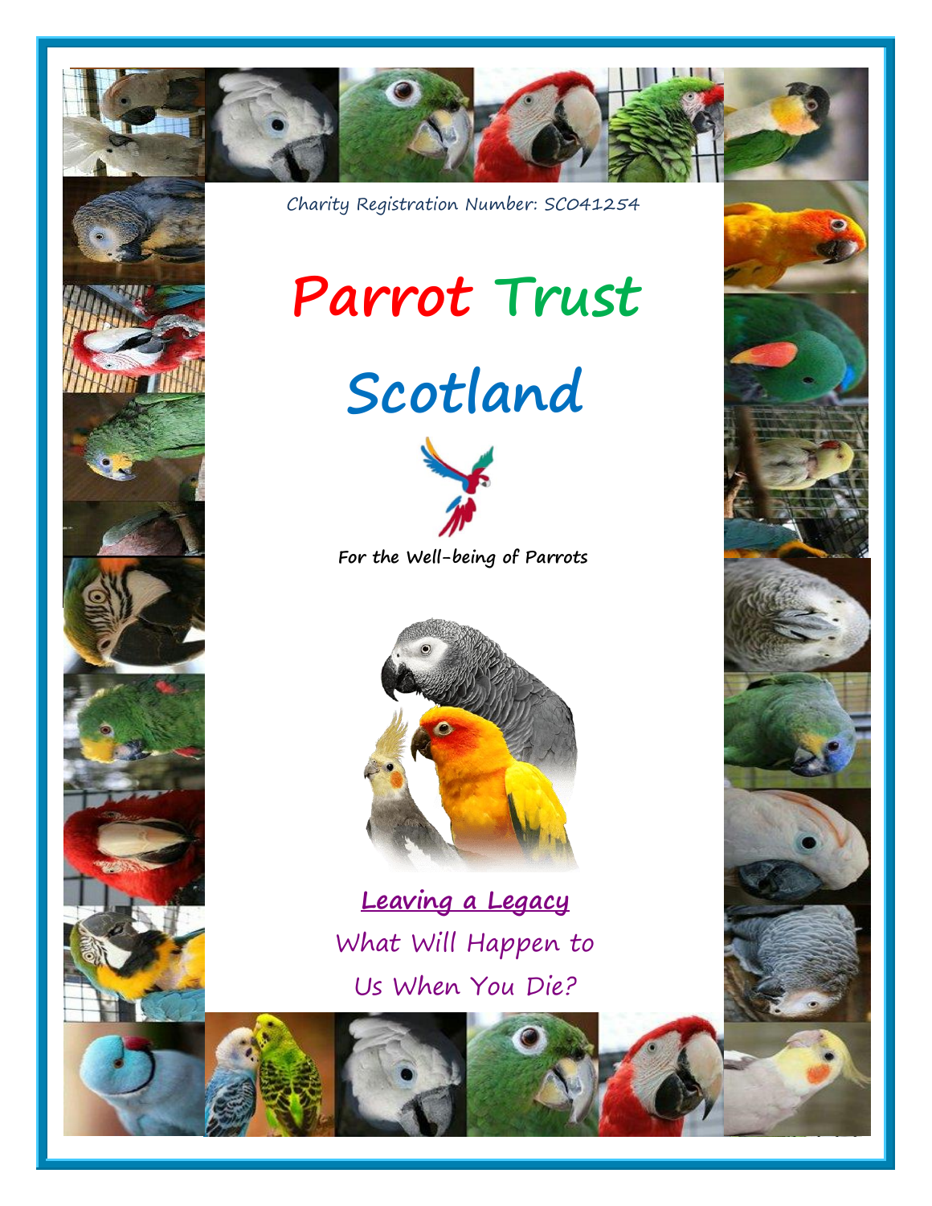Charity Registration Number: SC041254

# Parrot Trust Scotland

For the Well-being of Parrots

## Leaving a Legacy

What Will Happen to Us When You Die?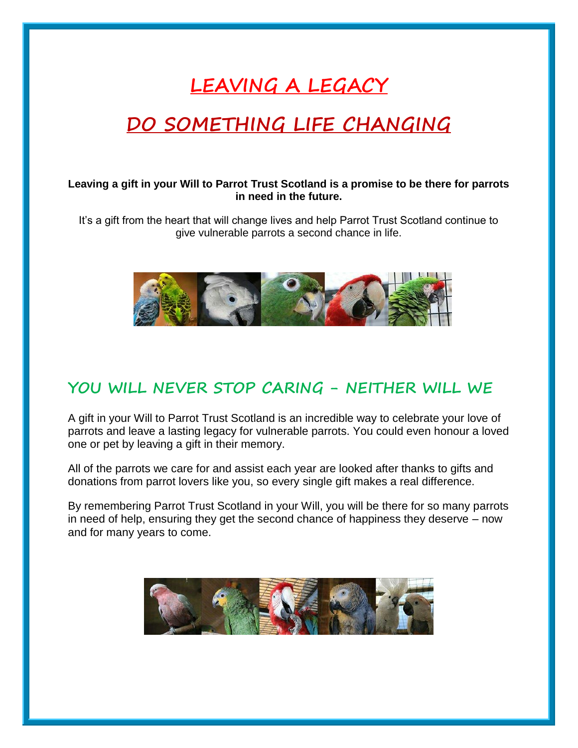# LEAVING A LEGACY

# DO SOMETHING LIFE CHANGING

**Leaving a gift in your Will to Parrot Trust Scotland is a promise to be there for parrots in need in the future.**

It's a gift from the heart that will change lives and help Parrot Trust Scotland continue to give vulnerable parrots a second chance in life.

## YOU WILL NEVER STOP CARING – NEITHER WILL WE

A gift in your Will to Parrot Trust Scotland is an incredible way to celebrate your love of parrots and leave a lasting legacy for vulnerable parrots. You could even honour a loved one or pet by leaving a gift in their memory.

All of the parrots we care for and assist each year are looked after thanks to gifts and donations from parrot lovers like you, so every single gift makes a real difference.

By remembering Parrot Trust Scotland in your Will, you will be there for so many parrots in need of help, ensuring they get the second chance of happiness they deserve – now and for many years to come.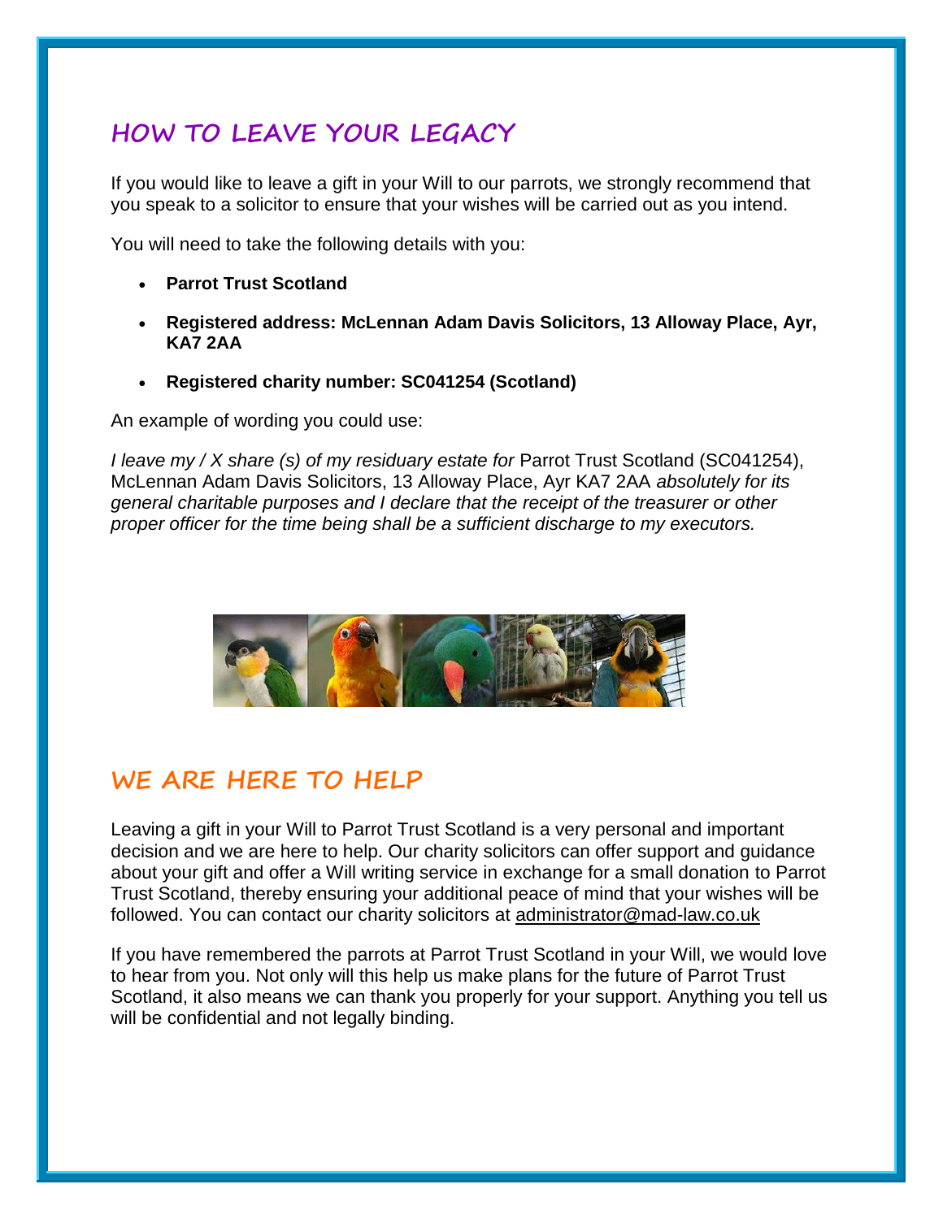## HOW TO LEAVE YOUR LEGACY

If you would like to leave a gift in your Will to our parrots, we strongly recommend that you speak to a solicitor to ensure that your wishes will be carried out as you intend.

You will need to take the following details with you:

- **Parrot Trust Scotland**
- **Registered address: McLennan Adam Davis Solicitors, 13 Alloway Place, Ayr, KA7 2AA**
- **Registered charity number: SC041254 (Scotland)**

An example of wording you could use:

*I leave my / X share (s) of my residuary estate for* Parrot Trust Scotland (SC041254), McLennan Adam Davis Solicitors, 13 Alloway Place, Ayr KA7 2AA *absolutely for its general charitable purposes and I declare that the receipt of the treasurer or other proper officer for the time being shall be a sufficient discharge to my executors.*

## WE ARE HERE TO HELP

Leaving a gift in your Will to Parrot Trust Scotland is a very personal and important decision and we are here to help. Our charity solicitors can offer support and guidance about your gift and offer a Will writing service in exchange for a small donation to Parrot Trust Scotland, thereby ensuring your additional peace of mind that your wishes will be followed. You can contact our charity solicitors at administrator@mad-law.co.uk

If you have remembered the parrots at Parrot Trust Scotland in your Will, we would love to hear from you. Not only will this help us make plans for the future of Parrot Trust Scotland, it also means we can thank you properly for your support. Anything you tell us will be confidential and not legally binding.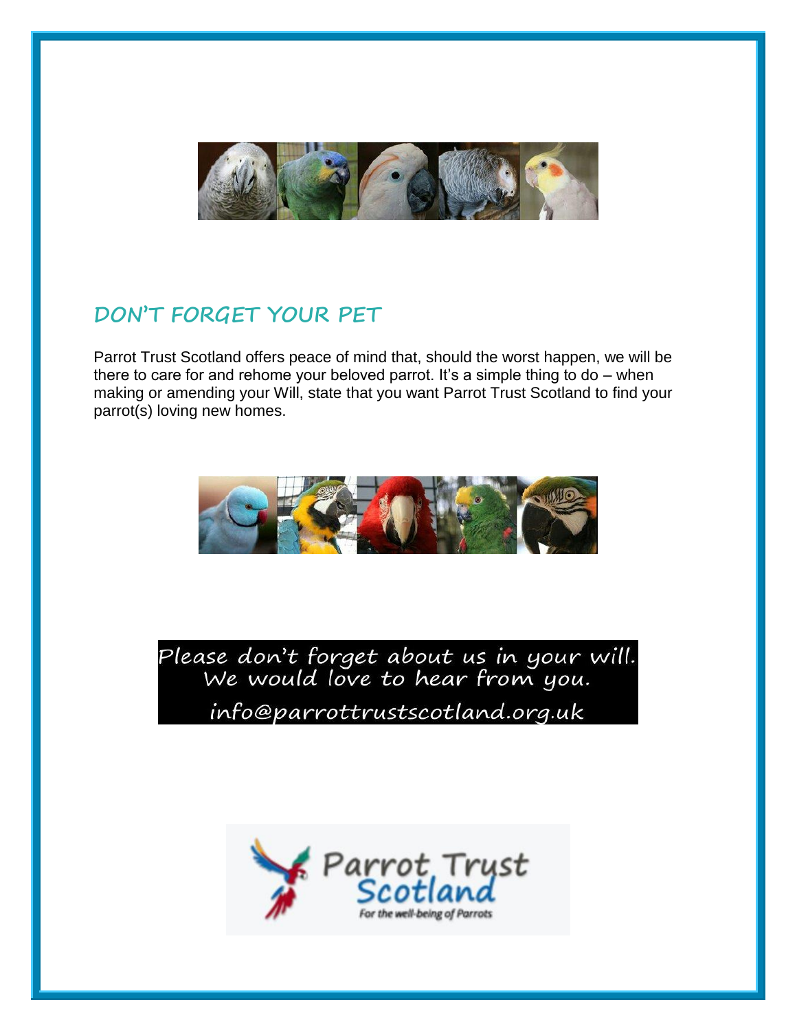## DON'T FORGET YOUR PET

Parrot Trust Scotland offers peace of mind that, should the worst happen, we will be there to care for and rehome your beloved parrot. It's a simple thing to do – when making or amending your Will, state that you want Parrot Trust Scotland to find your parrot(s) loving new homes.

Please don't forget about us in your will.
We would love to hear from you.

info@parrottrustscotland.org.uk

Parrot Trust Scotland

For the well-being of Parrots